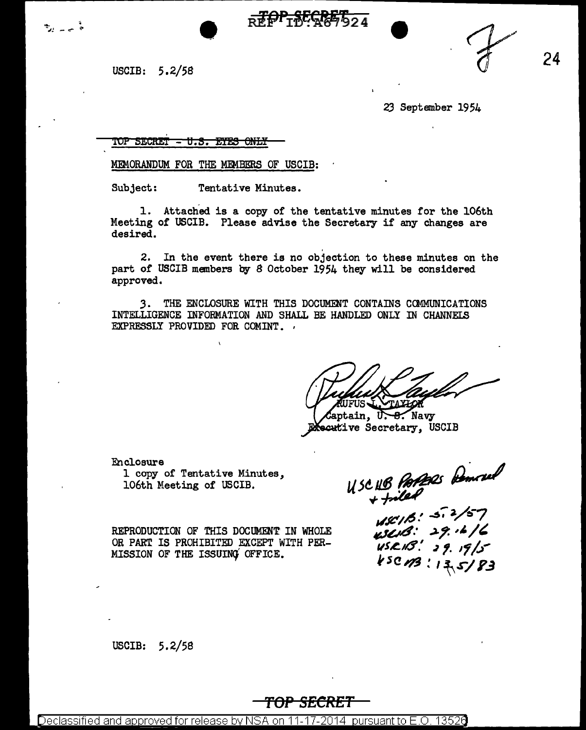TOP SECRET
REF ID:A67924

USCIB: 5.2/58

23 September 1954

~~TOP SECRET - U.S. EYES ONLY~~

MEMORANDUM FOR THE MEMBERS OF USCIB:

Subject: Tentative Minutes.

1. Attached is a copy of the tentative minutes for the 106th Meeting of USCIB. Please advise the Secretary if any changes are desired.

2. In the event there is no objection to these minutes on the part of USCIB members by 8 October 1954 they will be considered approved.

3. THE ENCLOSURE WITH THIS DOCUMENT CONTAINS COMMUNICATIONS INTELLIGENCE INFORMATION AND SHALL BE HANDLED ONLY IN CHANNELS EXPRESSLY PROVIDED FOR COMINT.

RUFUS L. TAYLOR
Captain, U. S. Navy
Executive Secretary, USCIB

Enclosure
1 copy of Tentative Minutes,
106th Meeting of USCIB.

USCIB Papers Removed + filed

USCIB: 5.2/57
USCIB: 29.16/6
USCIB: 29.19/5
USCIB: 13.5/83

REPRODUCTION OF THIS DOCUMENT IN WHOLE OR PART IS PROHIBITED EXCEPT WITH PERMISSION OF THE ISSUING OFFICE.

USCIB: 5.2/58

TOP SECRET

Declassified and approved for release by NSA on 11-17-2014 pursuant to E.O. 13526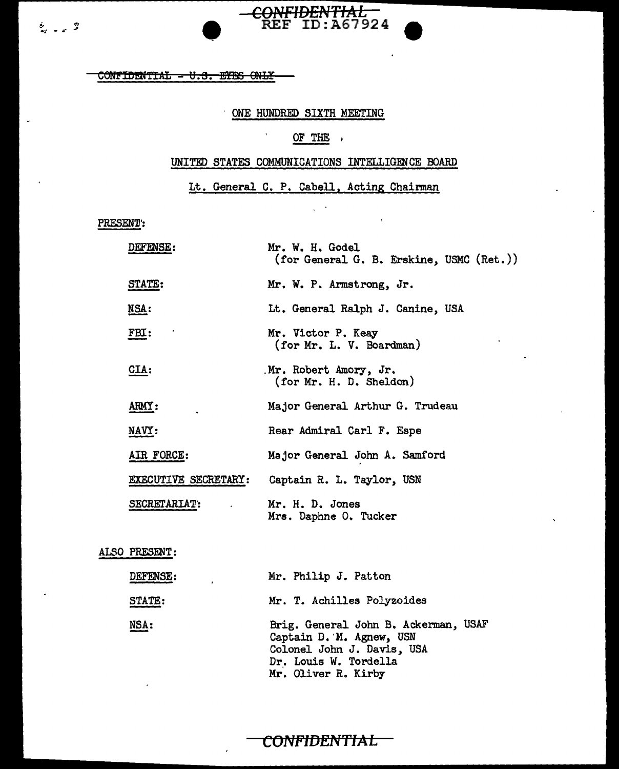~~CONFIDENTIAL~~
REF ID:A67924

~~CONFIDENTIAL - U.S. EYES ONLY~~

ONE HUNDRED SIXTH MEETING

OF THE

UNITED STATES COMMUNICATIONS INTELLIGENCE BOARD

Lt. General C. P. Cabell, Acting Chairman

PRESENT:

| | |
|---|---|
| DEFENSE: | Mr. W. H. Godel (for General G. B. Erskine, USMC (Ret.)) |
| STATE: | Mr. W. P. Armstrong, Jr. |
| NSA: | Lt. General Ralph J. Canine, USA |
| FBI: | Mr. Victor P. Keay (for Mr. L. V. Boardman) |
| CIA: | Mr. Robert Amory, Jr. (for Mr. H. D. Sheldon) |
| ARMY: | Major General Arthur G. Trudeau |
| NAVY: | Rear Admiral Carl F. Espe |
| AIR FORCE: | Major General John A. Samford |
| EXECUTIVE SECRETARY: | Captain R. L. Taylor, USN |
| SECRETARIAT: | Mr. H. D. Jones<br>Mrs. Daphne O. Tucker |

ALSO PRESENT:

| | |
|---|---|
| DEFENSE: | Mr. Philip J. Patton |
| STATE: | Mr. T. Achilles Polyzoides |
| NSA: | Brig. General John B. Ackerman, USAF<br>Captain D. M. Agnew, USN<br>Colonel John J. Davis, USA<br>Dr. Louis W. Tordella<br>Mr. Oliver R. Kirby |

~~CONFIDENTIAL~~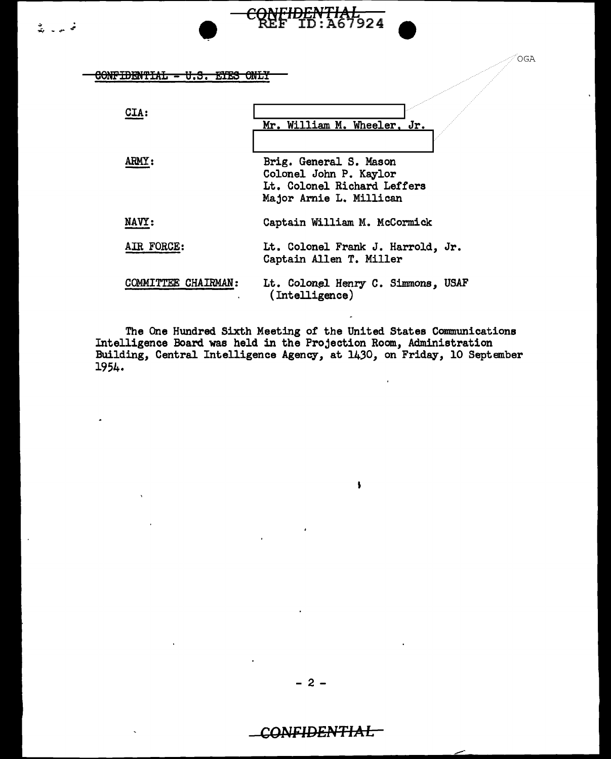CONFIDENTIAL - U.S. EYES ONLY

| | |
|---|---|
| CIA: | Mr. William M. Wheeler, Jr. |
| ARMY: | Brig. General S. Mason<br>Colonel John P. Kaylor<br>Lt. Colonel Richard Leffers<br>Major Arnie L. Millican |
| NAVY: | Captain William M. McCormick |
| AIR FORCE: | Lt. Colonel Frank J. Harrold, Jr.<br>Captain Allen T. Miller |
| COMMITTEE CHAIRMAN: | Lt. Colonel Henry C. Simmons, USAF (Intelligence) |

The One Hundred Sixth Meeting of the United States Communications Intelligence Board was held in the Projection Room, Administration Building, Central Intelligence Agency, at 1430, on Friday, 10 September 1954.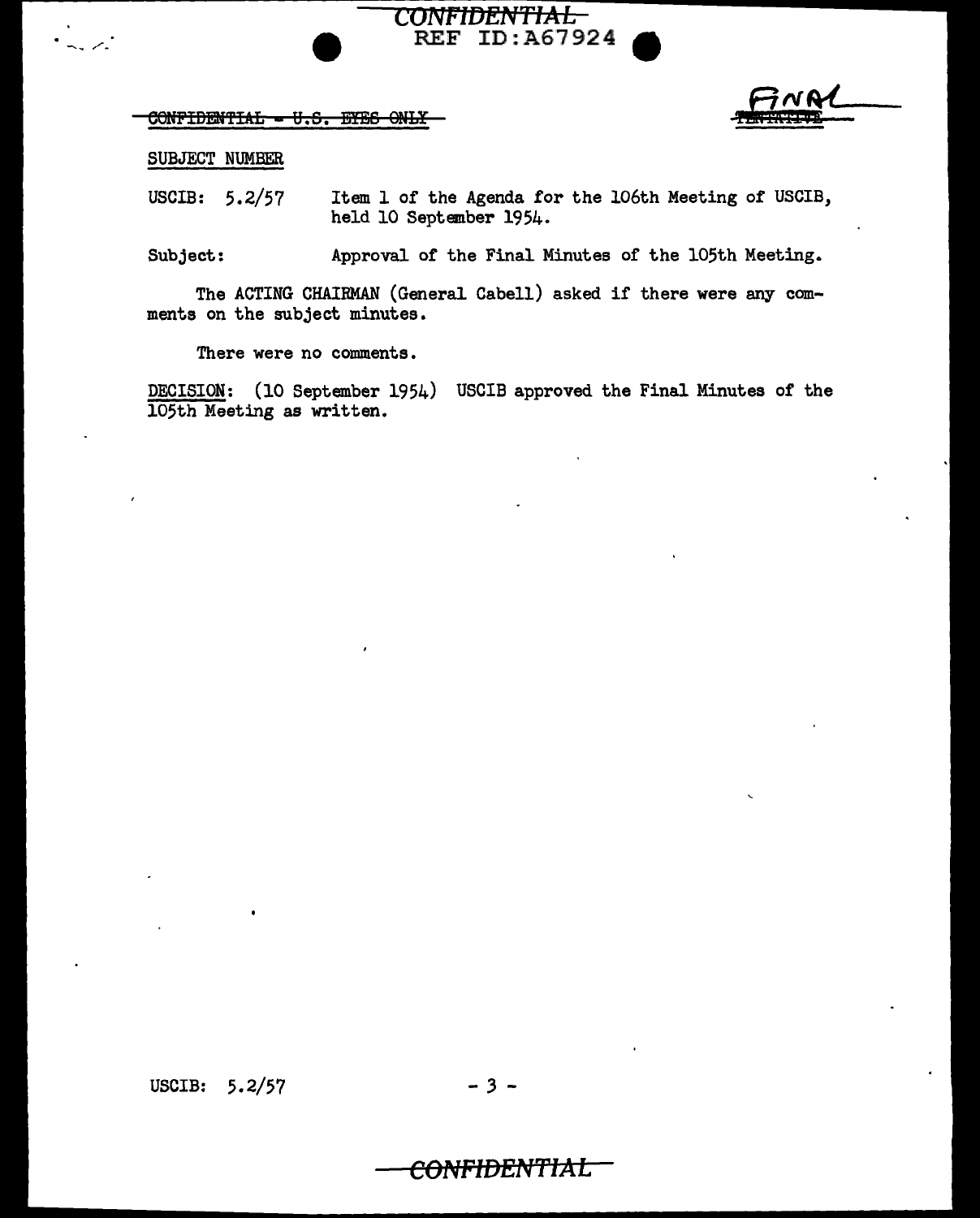CONFIDENTIAL - U.S. EYES ONLY

FINAL

SUBJECT NUMBER

USCIB: 5.2/57 Item 1 of the Agenda for the 106th Meeting of USCIB, held 10 September 1954.

Subject: Approval of the Final Minutes of the 105th Meeting.

The ACTING CHAIRMAN (General Cabell) asked if there were any comments on the subject minutes.

There were no comments.

DECISION: (10 September 1954) USCIB approved the Final Minutes of the 105th Meeting as written.

USCIB: 5.2/57